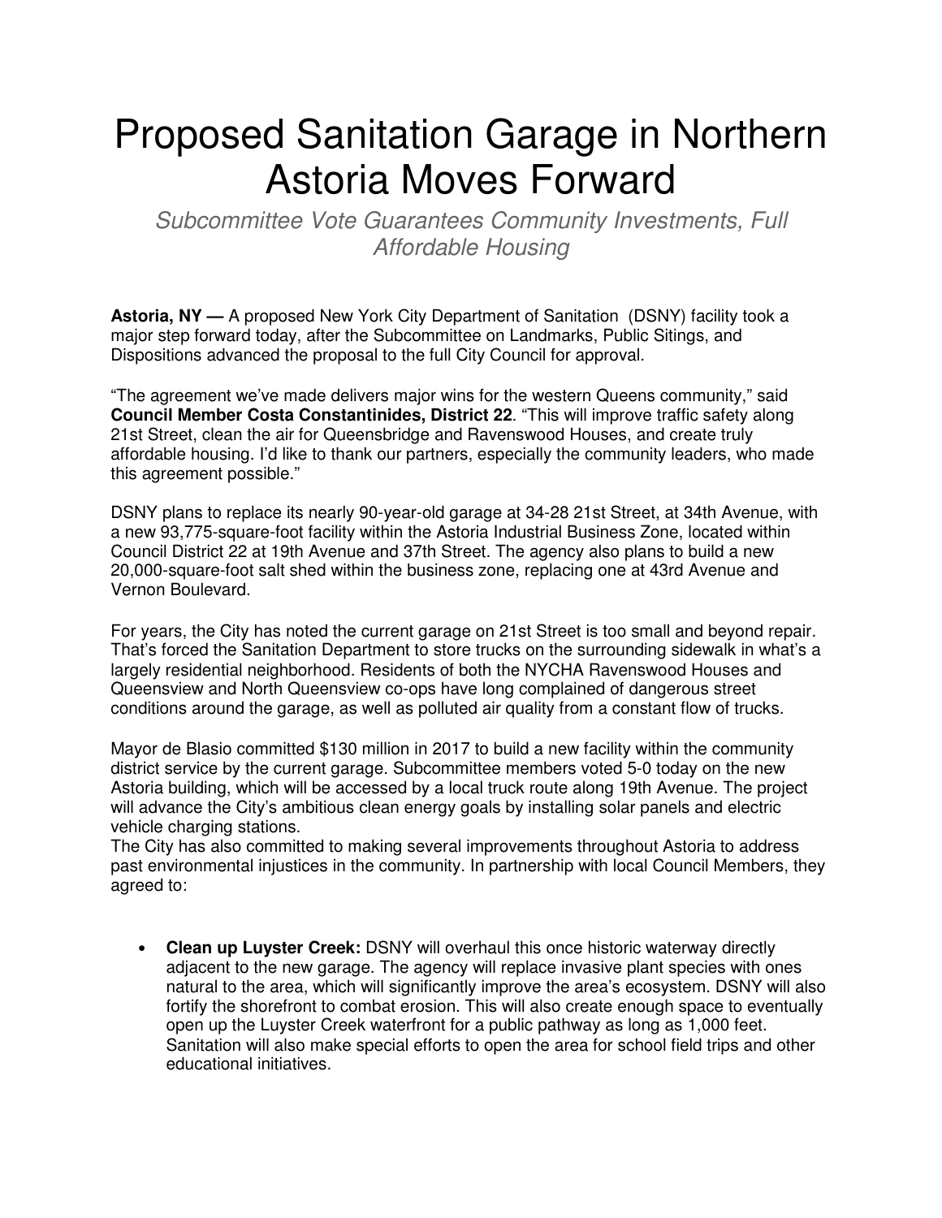# Proposed Sanitation Garage in Northern Astoria Moves Forward

*Subcommittee Vote Guarantees Community Investments, Full Affordable Housing*

**Astoria, NY —** A proposed New York City Department of Sanitation (DSNY) facility took a major step forward today, after the Subcommittee on Landmarks, Public Sitings, and Dispositions advanced the proposal to the full City Council for approval.

"The agreement we've made delivers major wins for the western Queens community," said **Council Member Costa Constantinides, District 22**. "This will improve traffic safety along 21st Street, clean the air for Queensbridge and Ravenswood Houses, and create truly affordable housing. I'd like to thank our partners, especially the community leaders, who made this agreement possible."

DSNY plans to replace its nearly 90-year-old garage at 34-28 21st Street, at 34th Avenue, with a new 93,775-square-foot facility within the Astoria Industrial Business Zone, located within Council District 22 at 19th Avenue and 37th Street. The agency also plans to build a new 20,000-square-foot salt shed within the business zone, replacing one at 43rd Avenue and Vernon Boulevard.

For years, the City has noted the current garage on 21st Street is too small and beyond repair. That's forced the Sanitation Department to store trucks on the surrounding sidewalk in what's a largely residential neighborhood. Residents of both the NYCHA Ravenswood Houses and Queensview and North Queensview co-ops have long complained of dangerous street conditions around the garage, as well as polluted air quality from a constant flow of trucks.

Mayor de Blasio committed $130 million in 2017 to build a new facility within the community district service by the current garage. Subcommittee members voted 5-0 today on the new Astoria building, which will be accessed by a local truck route along 19th Avenue. The project will advance the City's ambitious clean energy goals by installing solar panels and electric vehicle charging stations.
The City has also committed to making several improvements throughout Astoria to address past environmental injustices in the community. In partnership with local Council Members, they agreed to:

- **Clean up Luyster Creek:** DSNY will overhaul this once historic waterway directly adjacent to the new garage. The agency will replace invasive plant species with ones natural to the area, which will significantly improve the area's ecosystem. DSNY will also fortify the shorefront to combat erosion. This will also create enough space to eventually open up the Luyster Creek waterfront for a public pathway as long as 1,000 feet. Sanitation will also make special efforts to open the area for school field trips and other educational initiatives.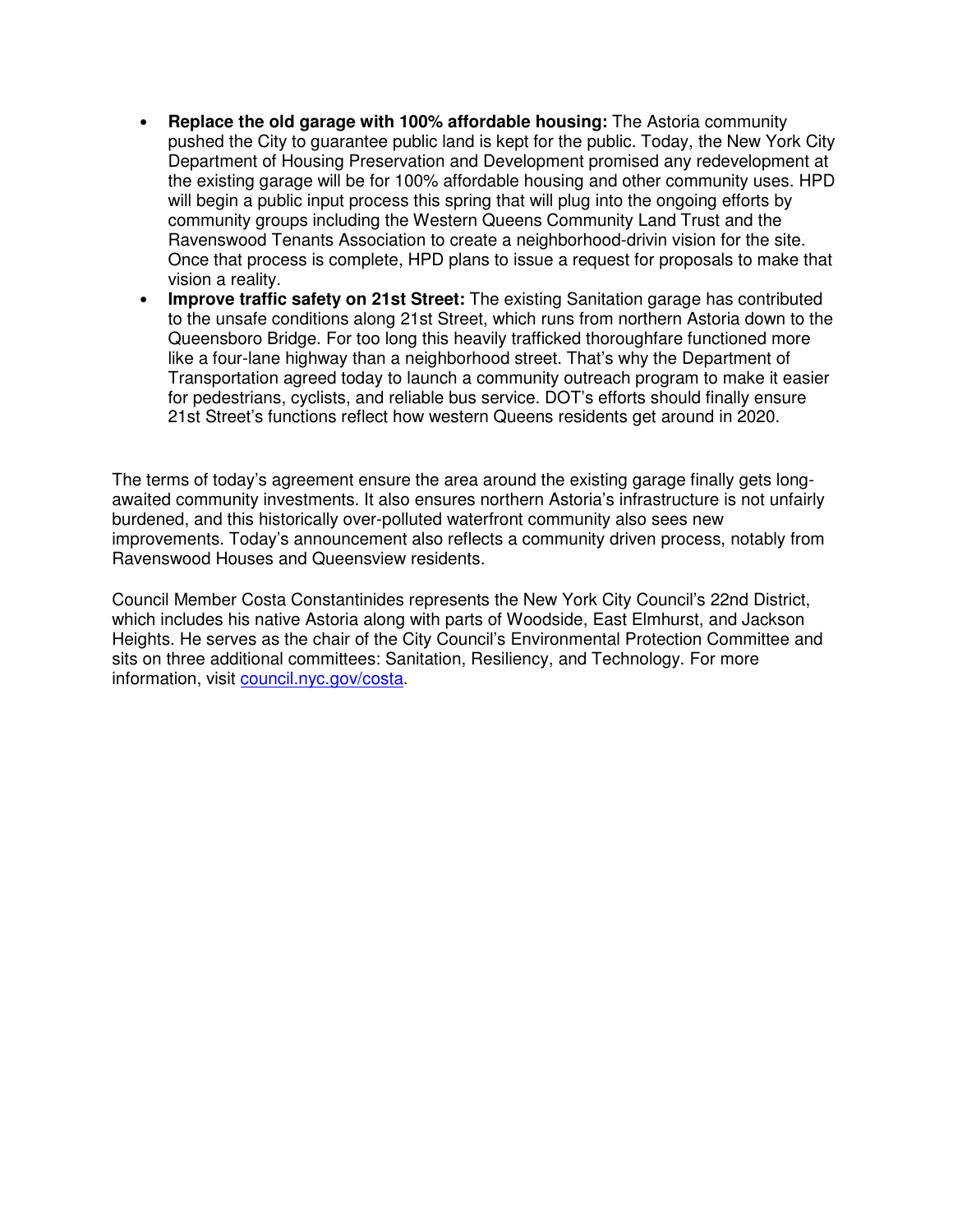- **Replace the old garage with 100% affordable housing:** The Astoria community pushed the City to guarantee public land is kept for the public. Today, the New York City Department of Housing Preservation and Development promised any redevelopment at the existing garage will be for 100% affordable housing and other community uses. HPD will begin a public input process this spring that will plug into the ongoing efforts by community groups including the Western Queens Community Land Trust and the Ravenswood Tenants Association to create a neighborhood-drivin vision for the site. Once that process is complete, HPD plans to issue a request for proposals to make that vision a reality.
- **Improve traffic safety on 21st Street:** The existing Sanitation garage has contributed to the unsafe conditions along 21st Street, which runs from northern Astoria down to the Queensboro Bridge. For too long this heavily trafficked thoroughfare functioned more like a four-lane highway than a neighborhood street. That's why the Department of Transportation agreed today to launch a community outreach program to make it easier for pedestrians, cyclists, and reliable bus service. DOT's efforts should finally ensure 21st Street's functions reflect how western Queens residents get around in 2020.

The terms of today's agreement ensure the area around the existing garage finally gets long-awaited community investments. It also ensures northern Astoria's infrastructure is not unfairly burdened, and this historically over-polluted waterfront community also sees new improvements. Today's announcement also reflects a community driven process, notably from Ravenswood Houses and Queensview residents.

Council Member Costa Constantinides represents the New York City Council's 22nd District, which includes his native Astoria along with parts of Woodside, East Elmhurst, and Jackson Heights. He serves as the chair of the City Council's Environmental Protection Committee and sits on three additional committees: Sanitation, Resiliency, and Technology. For more information, visit [council.nyc.gov/costa](council.nyc.gov/costa).